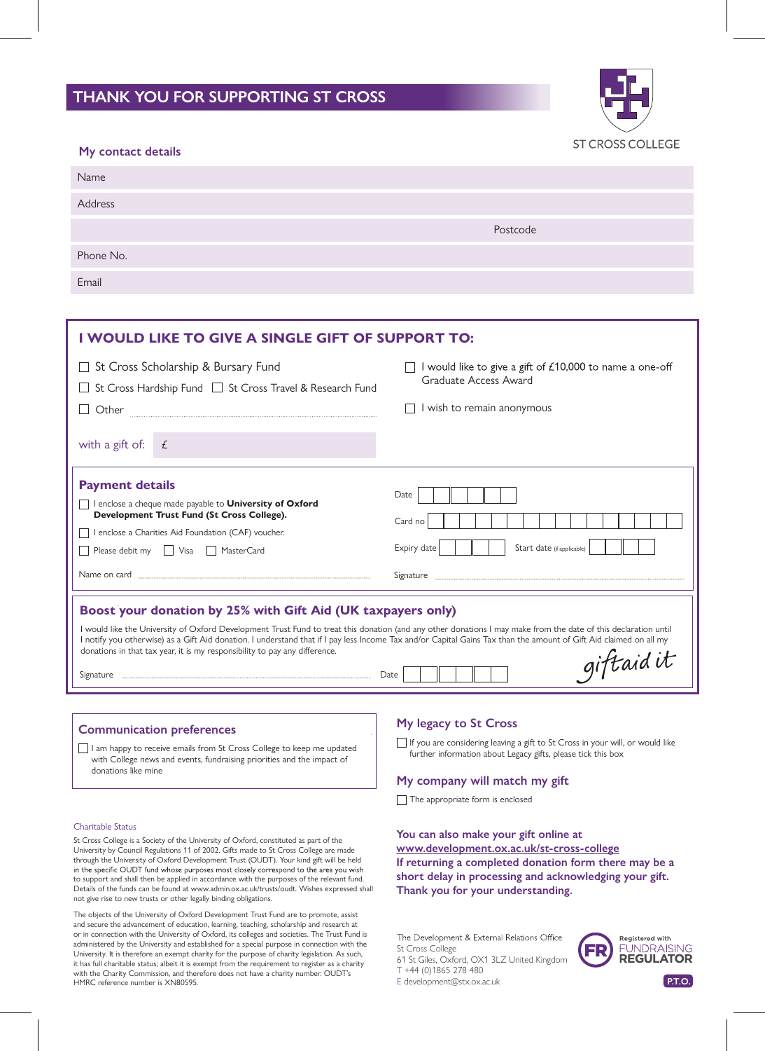# THANK YOU FOR SUPPORTING ST CROSS

ST CROSS COLLEGE

## My contact details

Name

Address

Postcode

Phone No.

Email

## I WOULD LIKE TO GIVE A SINGLE GIFT OF SUPPORT TO:

- ☐ St Cross Scholarship & Bursary Fund
- ☐ St Cross Hardship Fund ☐ St Cross Travel & Research Fund
- ☐ Other
- ☐ I would like to give a gift of £10,000 to name a one-off Graduate Access Award
- ☐ I wish to remain anonymous

with a gift of: £

### Payment details

- ☐ I enclose a cheque made payable to **University of Oxford Development Trust Fund (St Cross College).**
- ☐ I enclose a Charities Aid Foundation (CAF) voucher.
- ☐ Please debit my ☐ Visa ☐ MasterCard

Name on card

Date

Card no

Expiry date

Start date (if applicable)

Signature

### Boost your donation by 25% with Gift Aid (UK taxpayers only)

I would like the University of Oxford Development Trust Fund to treat this donation (and any other donations I may make from the date of this declaration until I notify you otherwise) as a Gift Aid donation. I understand that if I pay less Income Tax and/or Capital Gains Tax than the amount of Gift Aid claimed on all my donations in that tax year, it is my responsibility to pay any difference.

giftaid it

Signature

Date

## Communication preferences

☐ I am happy to receive emails from St Cross College to keep me updated with College news and events, fundraising priorities and the impact of donations like mine

## My legacy to St Cross

☐ If you are considering leaving a gift to St Cross in your will, or would like further information about Legacy gifts, please tick this box

## My company will match my gift

☐ The appropriate form is enclosed

### Charitable Status

St Cross College is a Society of the University of Oxford, constituted as part of the University by Council Regulations 11 of 2002. Gifts made to St Cross College are made through the University of Oxford Development Trust (OUDT). Your kind gift will be held in the specific OUDT fund whose purposes most closely correspond to the area you wish to support and shall then be applied in accordance with the purposes of the relevant fund. Details of the funds can be found at www.admin.ox.ac.uk/trusts/oudt. Wishes expressed shall not give rise to new trusts or other legally binding obligations.

The objects of the University of Oxford Development Trust Fund are to promote, assist and secure the advancement of education, learning, teaching, scholarship and research at or in connection with the University of Oxford, its colleges and societies. The Trust Fund is administered by the University and established for a special purpose in connection with the University. It is therefore an exempt charity for the purpose of charity legislation. As such, it has full charitable status; albeit it is exempt from the requirement to register as a charity with the Charity Commission, and therefore does not have a charity number. OUDT's HMRC reference number is XN80595.

**You can also make your gift online at www.development.ox.ac.uk/st-cross-college**
**If returning a completed donation form there may be a short delay in processing and acknowledging your gift. Thank you for your understanding.**

The Development & External Relations Office
St Cross College
61 St Giles, Oxford, OX1 3LZ United Kingdom
T +44 (0)1865 278 480
E development@stx.ox.ac.uk

Registered with FUNDRAISING REGULATOR

P.T.O.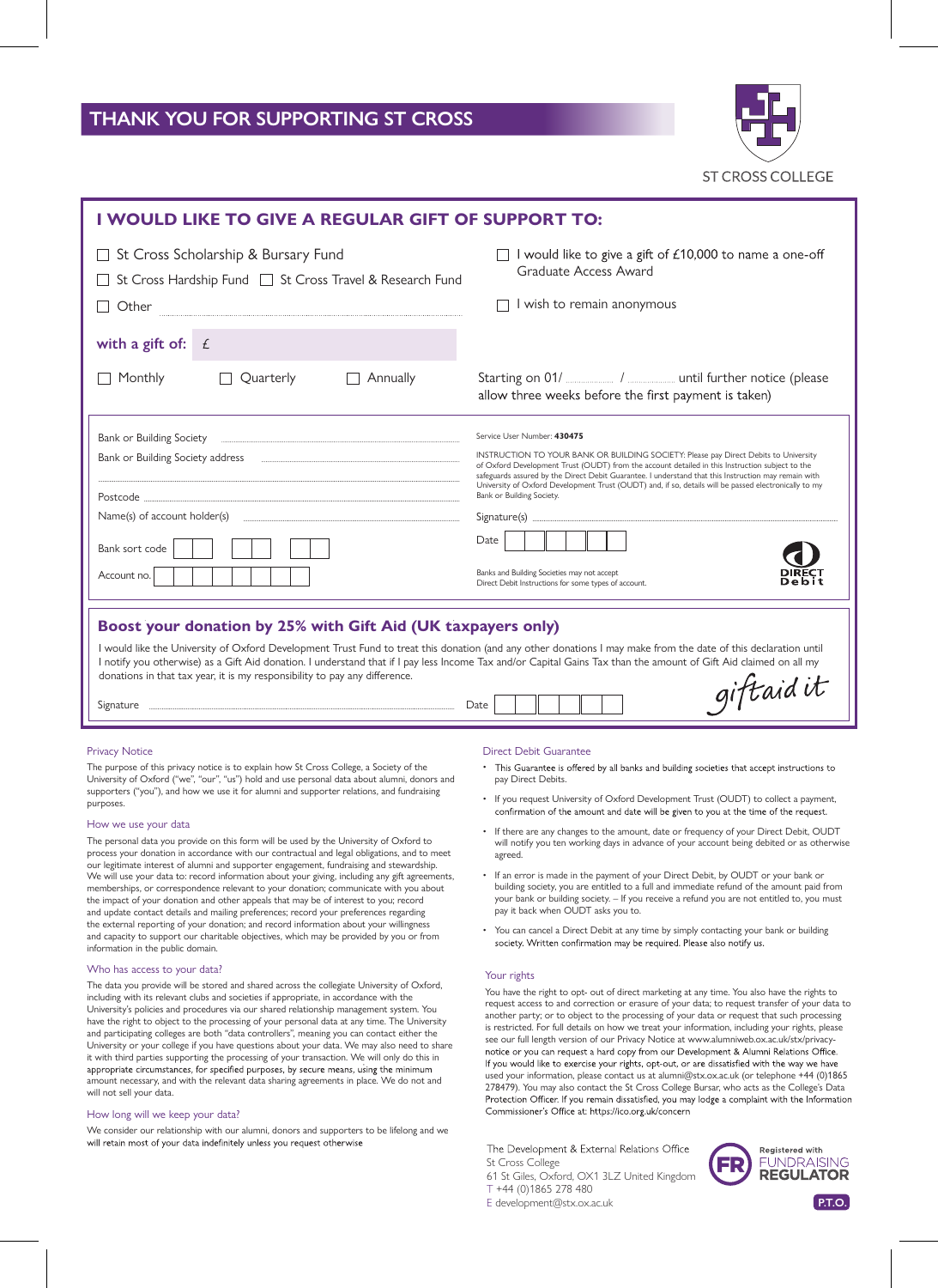# THANK YOU FOR SUPPORTING ST CROSS

ST CROSS COLLEGE

## I WOULD LIKE TO GIVE A REGULAR GIFT OF SUPPORT TO:

☐ St Cross Scholarship & Bursary Fund

☐ St Cross Hardship Fund ☐ St Cross Travel & Research Fund

☐ Other ..............................

☐ I would like to give a gift of £10,000 to name a one-off Graduate Access Award

☐ I wish to remain anonymous

**with a gift of:** £

☐ Monthly ☐ Quarterly ☐ Annually

Starting on 01/........../.......... until further notice (please allow three weeks before the first payment is taken)

Bank or Building Society ..............................

Bank or Building Society address ..............................

..............................

Postcode ..............................

Name(s) of account holder(s) ..............................

Bank sort code

Account no.

Service User Number: **430475**

INSTRUCTION TO YOUR BANK OR BUILDING SOCIETY: Please pay Direct Debits to University of Oxford Development Trust (OUDT) from the account detailed in this Instruction subject to the safeguards assured by the Direct Debit Guarantee. I understand that this Instruction may remain with University of Oxford Development Trust (OUDT) and, if so, details will be passed electronically to my Bank or Building Society.

Signature(s) ..............................

Date

Banks and Building Societies may not accept Direct Debit Instructions for some types of account.

DIRECT Debit

### Boost your donation by 25% with Gift Aid (UK taxpayers only)

I would like the University of Oxford Development Trust Fund to treat this donation (and any other donations I may make from the date of this declaration until I notify you otherwise) as a Gift Aid donation. I understand that if I pay less Income Tax and/or Capital Gains Tax than the amount of Gift Aid claimed on all my donations in that tax year, it is my responsibility to pay any difference.

giftaid it

Signature .............................. Date

### Privacy Notice

The purpose of this privacy notice is to explain how St Cross College, a Society of the University of Oxford ("we", "our", "us") hold and use personal data about alumni, donors and supporters ("you"), and how we use it for alumni and supporter relations, and fundraising purposes.

#### How we use your data

The personal data you provide on this form will be used by the University of Oxford to process your donation in accordance with our contractual and legal obligations, and to meet our legitimate interest of alumni and supporter engagement, fundraising and stewardship. We will use your data to: record information about your giving, including any gift agreements, memberships, or correspondence relevant to your donation; communicate with you about the impact of your donation and other appeals that may be of interest to you; record and update contact details and mailing preferences; record your preferences regarding the external reporting of your donation; and record information about your willingness and capacity to support our charitable objectives, which may be provided by you or from information in the public domain.

#### Who has access to your data?

The data you provide will be stored and shared across the collegiate University of Oxford, including with its relevant clubs and societies if appropriate, in accordance with the University's policies and procedures via our shared relationship management system. You have the right to object to the processing of your personal data at any time. The University and participating colleges are both "data controllers", meaning you can contact either the University or your college if you have questions about your data. We may also need to share it with third parties supporting the processing of your transaction. We will only do this in appropriate circumstances, for specified purposes, by secure means, using the minimum amount necessary, and with the relevant data sharing agreements in place. We do not and will not sell your data.

#### How long will we keep your data?

We consider our relationship with our alumni, donors and supporters to be lifelong and we will retain most of your data indefinitely unless you request otherwise

### Direct Debit Guarantee

- This Guarantee is offered by all banks and building societies that accept instructions to pay Direct Debits.
- If you request University of Oxford Development Trust (OUDT) to collect a payment, confirmation of the amount and date will be given to you at the time of the request.
- If there are any changes to the amount, date or frequency of your Direct Debit, OUDT will notify you ten working days in advance of your account being debited or as otherwise agreed.
- If an error is made in the payment of your Direct Debit, by OUDT or your bank or building society, you are entitled to a full and immediate refund of the amount paid from your bank or building society. – If you receive a refund you are not entitled to, you must pay it back when OUDT asks you to.
- You can cancel a Direct Debit at any time by simply contacting your bank or building society. Written confirmation may be required. Please also notify us.

#### Your rights

You have the right to opt- out of direct marketing at any time. You also have the rights to request access to and correction or erasure of your data; to request transfer of your data to another party; or to object to the processing of your data or request that such processing is restricted. For full details on how we treat your information, including your rights, please see our full length version of our Privacy Notice at www.alumniweb.ox.ac.uk/stx/privacy-notice or you can request a hard copy from our Development & Alumni Relations Office. If you would like to exercise your rights, opt-out, or are dissatisfied with the way we have used your information, please contact us at alumni@stx.ox.ac.uk (or telephone +44 (0)1865 278479). You may also contact the St Cross College Bursar, who acts as the College's Data Protection Officer. If you remain dissatisfied, you may lodge a complaint with the Information Commissioner's Office at: https://ico.org.uk/concern

The Development & External Relations Office
St Cross College
61 St Giles, Oxford, OX1 3LZ United Kingdom
T +44 (0)1865 278 480
E development@stx.ox.ac.uk

Registered with FUNDRAISING REGULATOR

P.T.O.